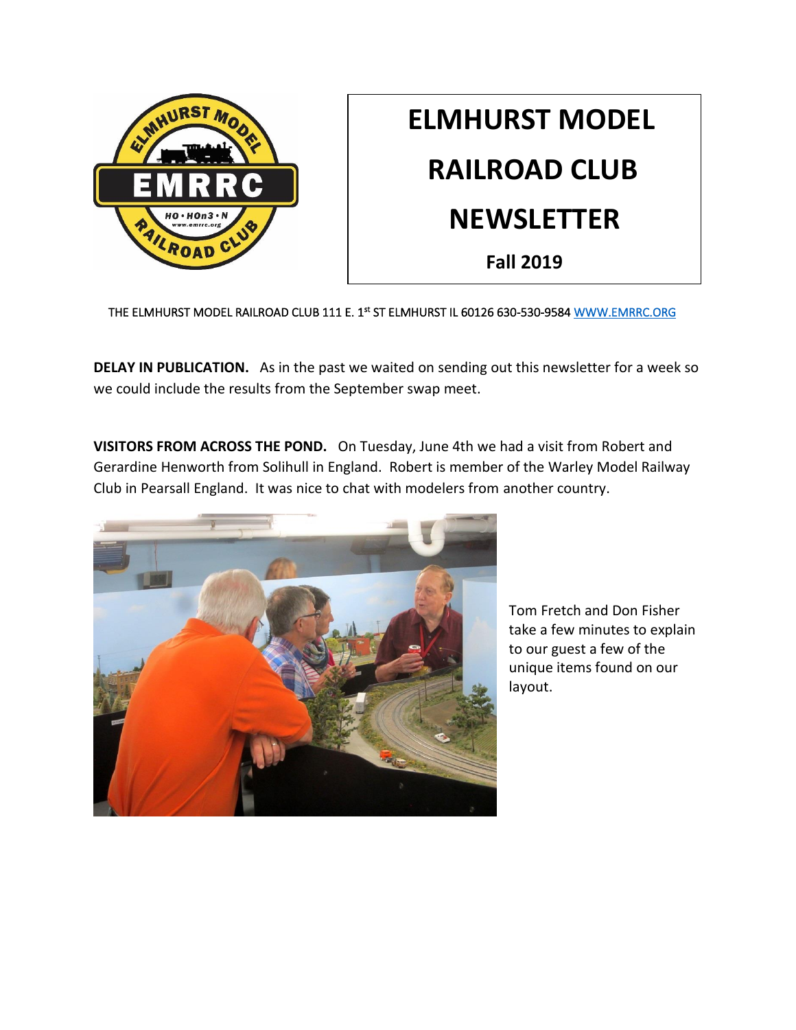# ELMHURST MODEL RAILROAD CLUB NEWSLETTER

**Fall 2019**

THE ELMHURST MODEL RAILROAD CLUB 111 E. 1st ST ELMHURST IL 60126 630-530-9584 WWW.EMRRC.ORG

**DELAY IN PUBLICATION.** As in the past we waited on sending out this newsletter for a week so we could include the results from the September swap meet.

**VISITORS FROM ACROSS THE POND.** On Tuesday, June 4th we had a visit from Robert and Gerardine Henworth from Solihull in England. Robert is member of the Warley Model Railway Club in Pearsall England. It was nice to chat with modelers from another country.

Tom Fretch and Don Fisher take a few minutes to explain to our guest a few of the unique items found on our layout.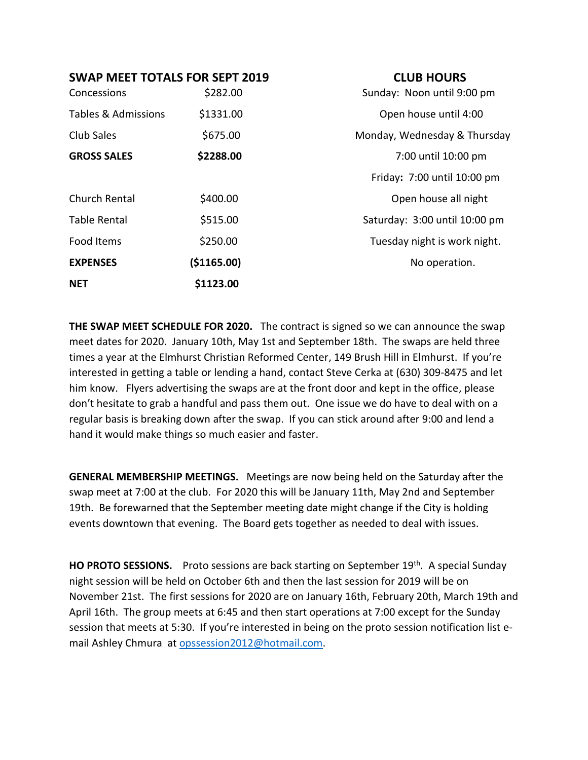## SWAP MEET TOTALS FOR SEPT 2019

| | |
|---|---|
| Concessions | $282.00 |
| Tables & Admissions | $1331.00 |
| Club Sales | $675.00 |
| **GROSS SALES** | **$2288.00** |
| | |
| Church Rental | $400.00 |
| Table Rental | $515.00 |
| Food Items | $250.00 |
| **EXPENSES** | **($1165.00)** |
| **NET** | **$1123.00** |

## CLUB HOURS

Sunday: Noon until 9:00 pm

Open house until 4:00

Monday, Wednesday & Thursday

7:00 until 10:00 pm

Friday**:** 7:00 until 10:00 pm

Open house all night

Saturday: 3:00 until 10:00 pm

Tuesday night is work night.

No operation.

**THE SWAP MEET SCHEDULE FOR 2020.** The contract is signed so we can announce the swap meet dates for 2020. January 10th, May 1st and September 18th. The swaps are held three times a year at the Elmhurst Christian Reformed Center, 149 Brush Hill in Elmhurst. If you're interested in getting a table or lending a hand, contact Steve Cerka at (630) 309-8475 and let him know. Flyers advertising the swaps are at the front door and kept in the office, please don't hesitate to grab a handful and pass them out. One issue we do have to deal with on a regular basis is breaking down after the swap. If you can stick around after 9:00 and lend a hand it would make things so much easier and faster.

**GENERAL MEMBERSHIP MEETINGS.** Meetings are now being held on the Saturday after the swap meet at 7:00 at the club. For 2020 this will be January 11th, May 2nd and September 19th. Be forewarned that the September meeting date might change if the City is holding events downtown that evening. The Board gets together as needed to deal with issues.

**HO PROTO SESSIONS.** Proto sessions are back starting on September 19th. A special Sunday night session will be held on October 6th and then the last session for 2019 will be on November 21st. The first sessions for 2020 are on January 16th, February 20th, March 19th and April 16th. The group meets at 6:45 and then start operations at 7:00 except for the Sunday session that meets at 5:30. If you're interested in being on the proto session notification list e-mail Ashley Chmura at opssession2012@hotmail.com.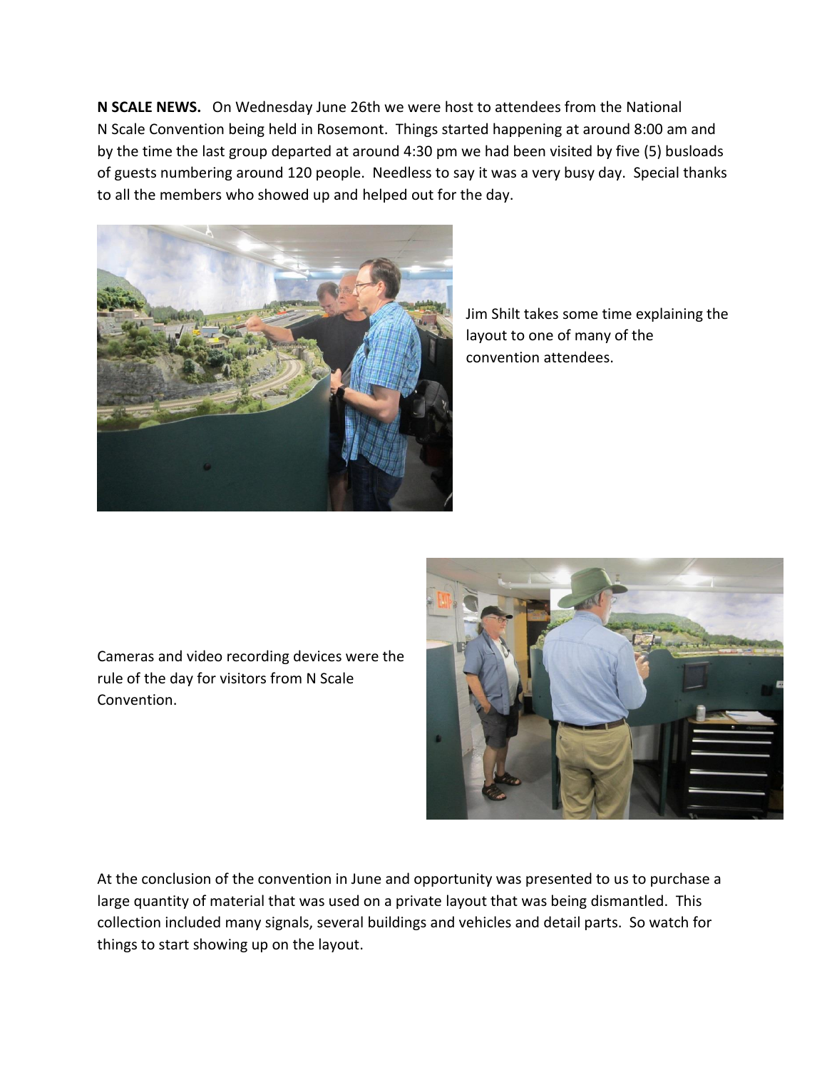**N SCALE NEWS.** On Wednesday June 26th we were host to attendees from the National N Scale Convention being held in Rosemont. Things started happening at around 8:00 am and by the time the last group departed at around 4:30 pm we had been visited by five (5) busloads of guests numbering around 120 people. Needless to say it was a very busy day. Special thanks to all the members who showed up and helped out for the day.

Jim Shilt takes some time explaining the layout to one of many of the convention attendees.

Cameras and video recording devices were the rule of the day for visitors from N Scale Convention.

At the conclusion of the convention in June and opportunity was presented to us to purchase a large quantity of material that was used on a private layout that was being dismantled. This collection included many signals, several buildings and vehicles and detail parts. So watch for things to start showing up on the layout.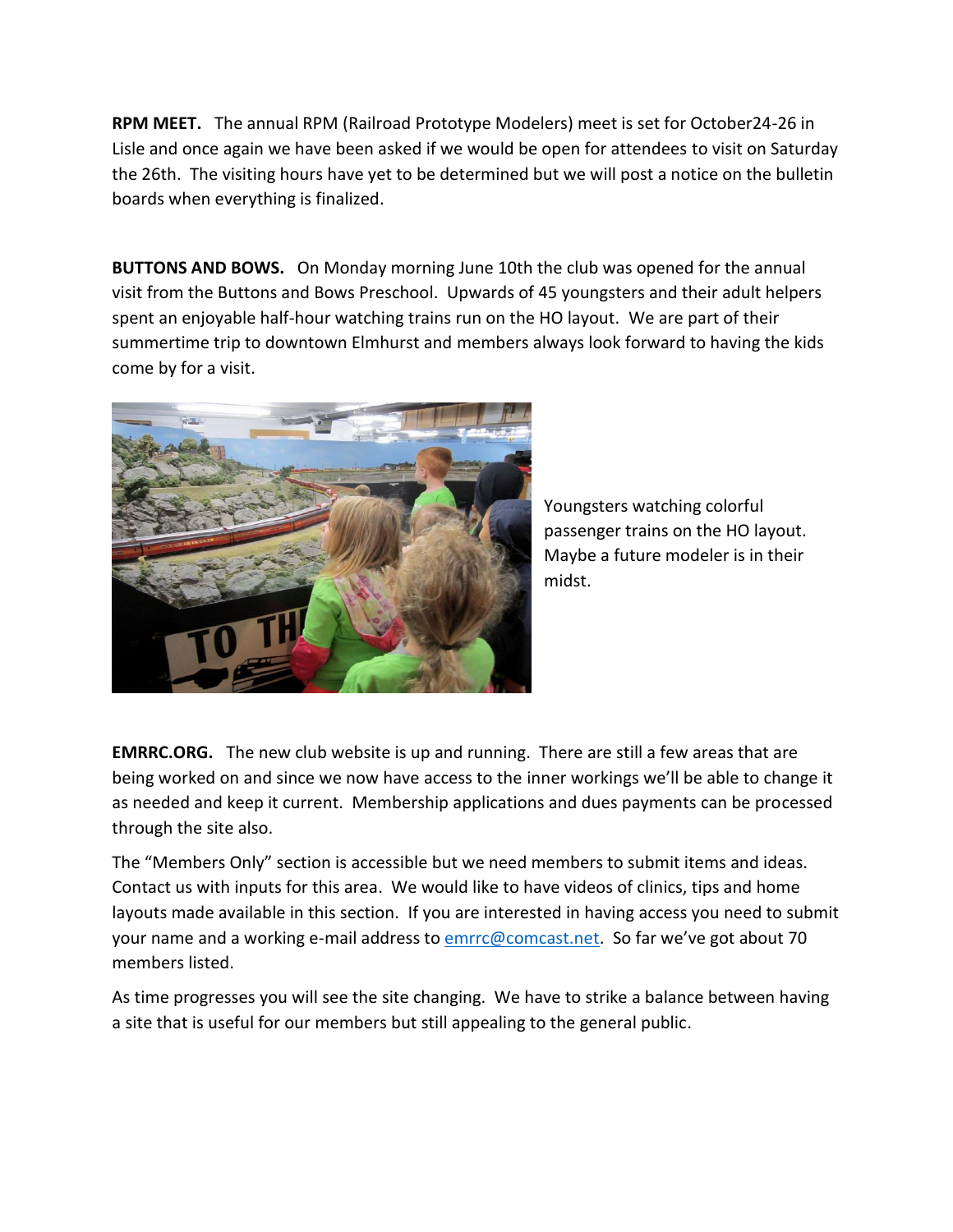**RPM MEET.** The annual RPM (Railroad Prototype Modelers) meet is set for October24-26 in Lisle and once again we have been asked if we would be open for attendees to visit on Saturday the 26th. The visiting hours have yet to be determined but we will post a notice on the bulletin boards when everything is finalized.

**BUTTONS AND BOWS.** On Monday morning June 10th the club was opened for the annual visit from the Buttons and Bows Preschool. Upwards of 45 youngsters and their adult helpers spent an enjoyable half-hour watching trains run on the HO layout. We are part of their summertime trip to downtown Elmhurst and members always look forward to having the kids come by for a visit.

Youngsters watching colorful passenger trains on the HO layout. Maybe a future modeler is in their midst.

**EMRRC.ORG.** The new club website is up and running. There are still a few areas that are being worked on and since we now have access to the inner workings we'll be able to change it as needed and keep it current. Membership applications and dues payments can be processed through the site also.

The "Members Only" section is accessible but we need members to submit items and ideas. Contact us with inputs for this area. We would like to have videos of clinics, tips and home layouts made available in this section. If you are interested in having access you need to submit your name and a working e-mail address to emrrc@comcast.net. So far we've got about 70 members listed.

As time progresses you will see the site changing. We have to strike a balance between having a site that is useful for our members but still appealing to the general public.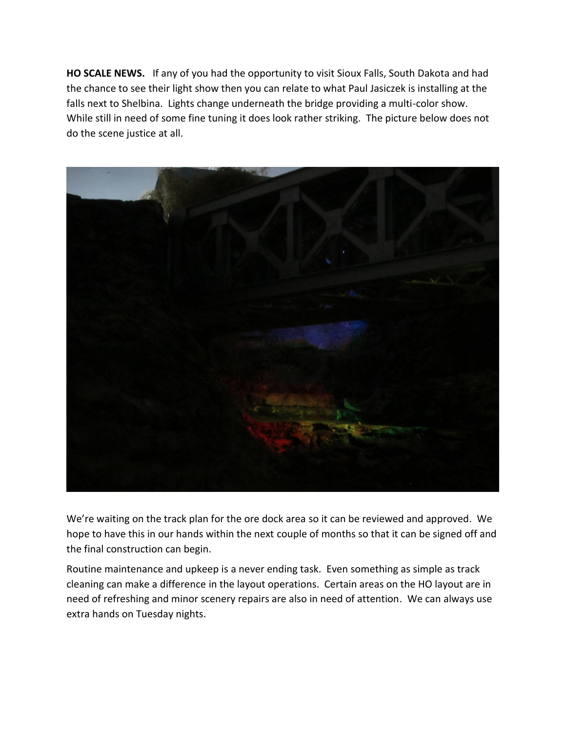**HO SCALE NEWS.** If any of you had the opportunity to visit Sioux Falls, South Dakota and had the chance to see their light show then you can relate to what Paul Jasiczek is installing at the falls next to Shelbina. Lights change underneath the bridge providing a multi-color show. While still in need of some fine tuning it does look rather striking. The picture below does not do the scene justice at all.

We're waiting on the track plan for the ore dock area so it can be reviewed and approved. We hope to have this in our hands within the next couple of months so that it can be signed off and the final construction can begin.

Routine maintenance and upkeep is a never ending task. Even something as simple as track cleaning can make a difference in the layout operations. Certain areas on the HO layout are in need of refreshing and minor scenery repairs are also in need of attention. We can always use extra hands on Tuesday nights.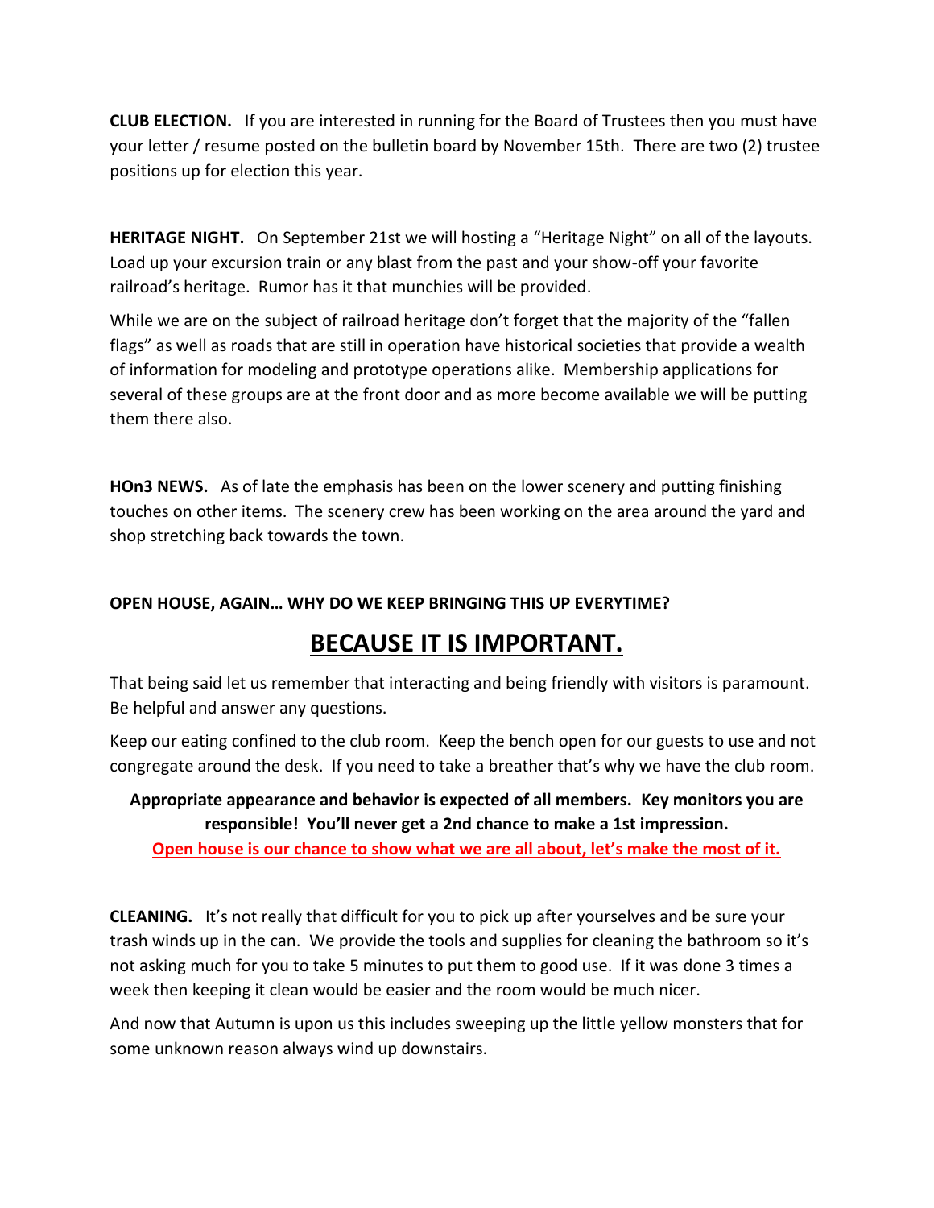**CLUB ELECTION.** If you are interested in running for the Board of Trustees then you must have your letter / resume posted on the bulletin board by November 15th. There are two (2) trustee positions up for election this year.

**HERITAGE NIGHT.** On September 21st we will hosting a "Heritage Night" on all of the layouts. Load up your excursion train or any blast from the past and your show-off your favorite railroad's heritage. Rumor has it that munchies will be provided.

While we are on the subject of railroad heritage don't forget that the majority of the "fallen flags" as well as roads that are still in operation have historical societies that provide a wealth of information for modeling and prototype operations alike. Membership applications for several of these groups are at the front door and as more become available we will be putting them there also.

**HOn3 NEWS.** As of late the emphasis has been on the lower scenery and putting finishing touches on other items. The scenery crew has been working on the area around the yard and shop stretching back towards the town.

**OPEN HOUSE, AGAIN… WHY DO WE KEEP BRINGING THIS UP EVERYTIME?**

## **BECAUSE IT IS IMPORTANT.**

That being said let us remember that interacting and being friendly with visitors is paramount. Be helpful and answer any questions.

Keep our eating confined to the club room. Keep the bench open for our guests to use and not congregate around the desk. If you need to take a breather that's why we have the club room.

**Appropriate appearance and behavior is expected of all members. Key monitors you are responsible! You'll never get a 2nd chance to make a 1st impression.**

**Open house is our chance to show what we are all about, let's make the most of it.**

**CLEANING.** It's not really that difficult for you to pick up after yourselves and be sure your trash winds up in the can. We provide the tools and supplies for cleaning the bathroom so it's not asking much for you to take 5 minutes to put them to good use. If it was done 3 times a week then keeping it clean would be easier and the room would be much nicer.

And now that Autumn is upon us this includes sweeping up the little yellow monsters that for some unknown reason always wind up downstairs.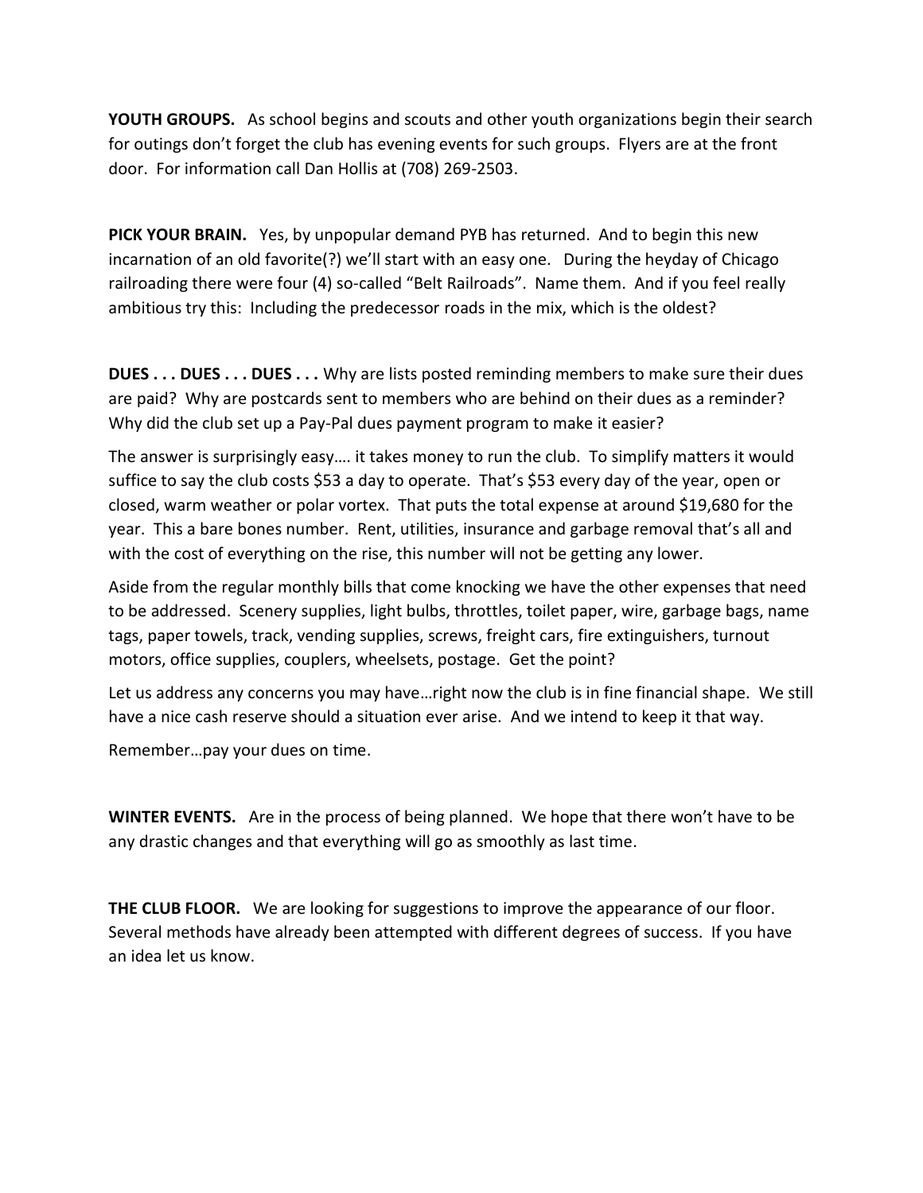**YOUTH GROUPS.** As school begins and scouts and other youth organizations begin their search for outings don't forget the club has evening events for such groups. Flyers are at the front door. For information call Dan Hollis at (708) 269-2503.

**PICK YOUR BRAIN.** Yes, by unpopular demand PYB has returned. And to begin this new incarnation of an old favorite(?) we'll start with an easy one. During the heyday of Chicago railroading there were four (4) so-called "Belt Railroads". Name them. And if you feel really ambitious try this: Including the predecessor roads in the mix, which is the oldest?

**DUES . . . DUES . . . DUES . . .** Why are lists posted reminding members to make sure their dues are paid? Why are postcards sent to members who are behind on their dues as a reminder? Why did the club set up a Pay-Pal dues payment program to make it easier?

The answer is surprisingly easy…. it takes money to run the club. To simplify matters it would suffice to say the club costs $53 a day to operate. That's $53 every day of the year, open or closed, warm weather or polar vortex. That puts the total expense at around $19,680 for the year. This a bare bones number. Rent, utilities, insurance and garbage removal that's all and with the cost of everything on the rise, this number will not be getting any lower.

Aside from the regular monthly bills that come knocking we have the other expenses that need to be addressed. Scenery supplies, light bulbs, throttles, toilet paper, wire, garbage bags, name tags, paper towels, track, vending supplies, screws, freight cars, fire extinguishers, turnout motors, office supplies, couplers, wheelsets, postage. Get the point?

Let us address any concerns you may have…right now the club is in fine financial shape. We still have a nice cash reserve should a situation ever arise. And we intend to keep it that way.

Remember…pay your dues on time.

**WINTER EVENTS.** Are in the process of being planned. We hope that there won't have to be any drastic changes and that everything will go as smoothly as last time.

**THE CLUB FLOOR.** We are looking for suggestions to improve the appearance of our floor. Several methods have already been attempted with different degrees of success. If you have an idea let us know.